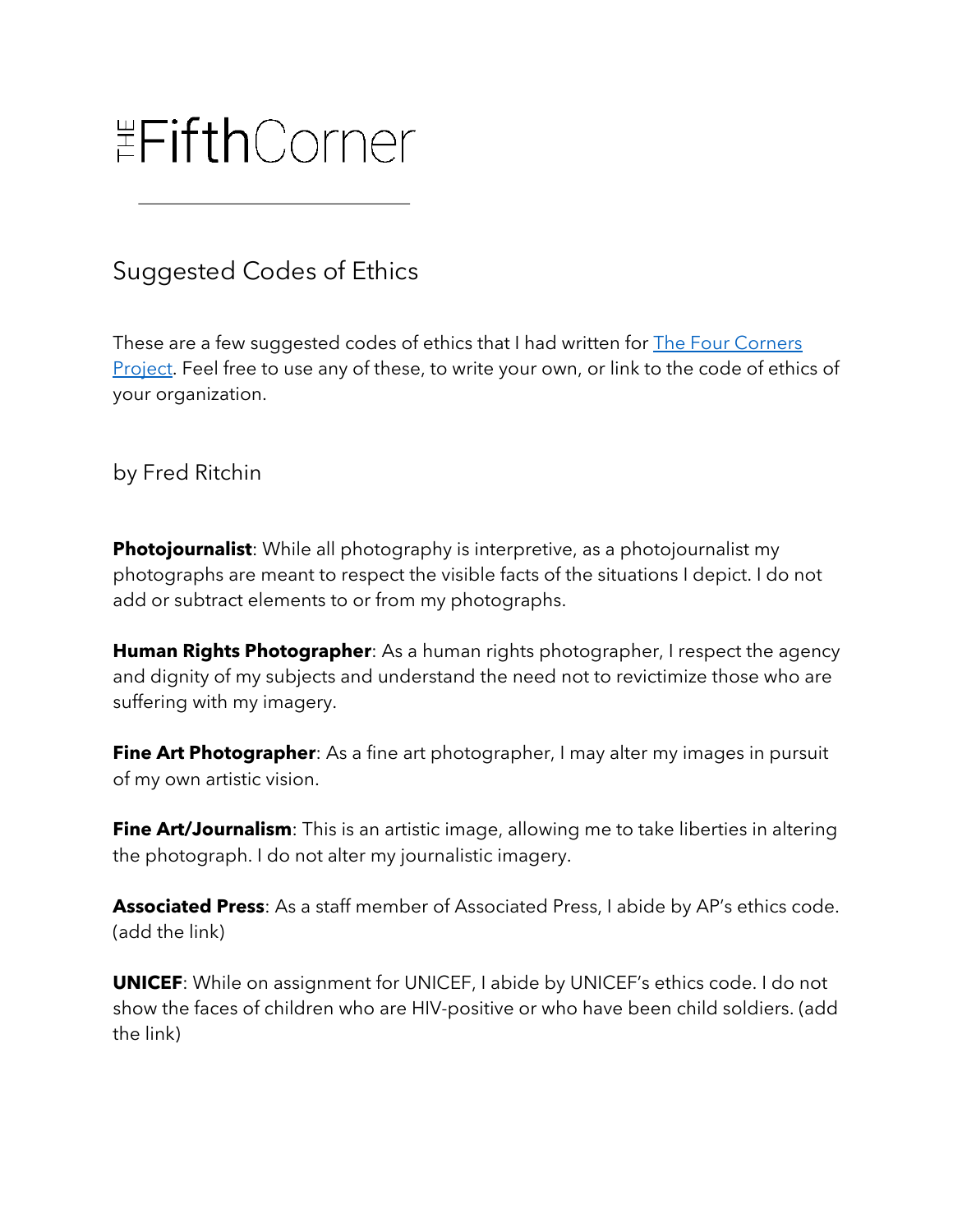# THE FifthCorner

## Suggested Codes of Ethics

These are a few suggested codes of ethics that I had written for [The Four Corners Project](). Feel free to use any of these, to write your own, or link to the code of ethics of your organization.

by Fred Ritchin

**Photojournalist**: While all photography is interpretive, as a photojournalist my photographs are meant to respect the visible facts of the situations I depict. I do not add or subtract elements to or from my photographs.

**Human Rights Photographer**: As a human rights photographer, I respect the agency and dignity of my subjects and understand the need not to revictimize those who are suffering with my imagery.

**Fine Art Photographer**: As a fine art photographer, I may alter my images in pursuit of my own artistic vision.

**Fine Art/Journalism**: This is an artistic image, allowing me to take liberties in altering the photograph. I do not alter my journalistic imagery.

**Associated Press**: As a staff member of Associated Press, I abide by AP's ethics code. (add the link)

**UNICEF**: While on assignment for UNICEF, I abide by UNICEF's ethics code. I do not show the faces of children who are HIV-positive or who have been child soldiers. (add the link)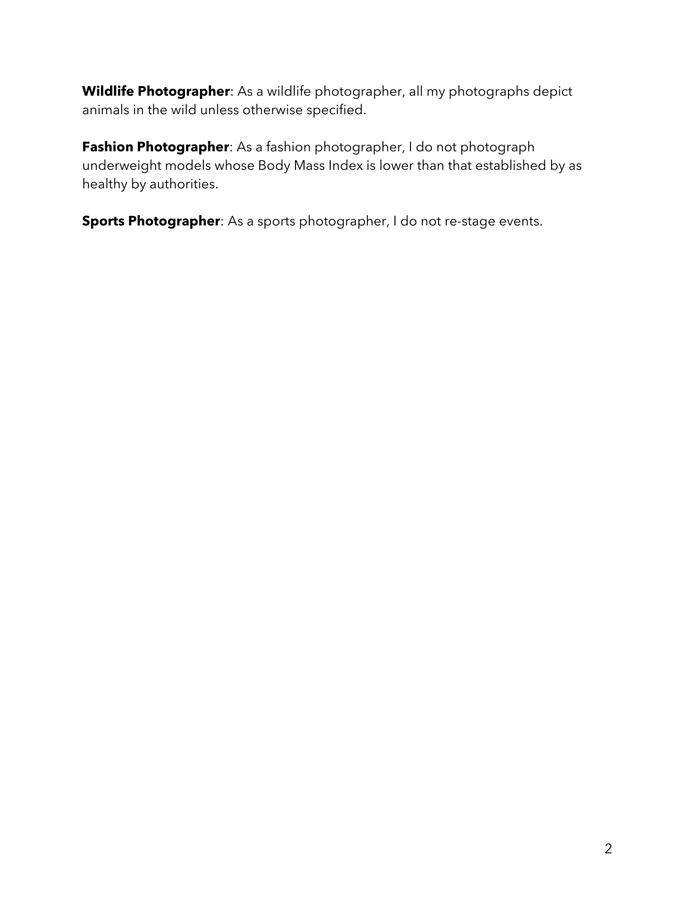**Wildlife Photographer**: As a wildlife photographer, all my photographs depict animals in the wild unless otherwise specified.

**Fashion Photographer**: As a fashion photographer, I do not photograph underweight models whose Body Mass Index is lower than that established by as healthy by authorities.

**Sports Photographer**: As a sports photographer, I do not re-stage events.